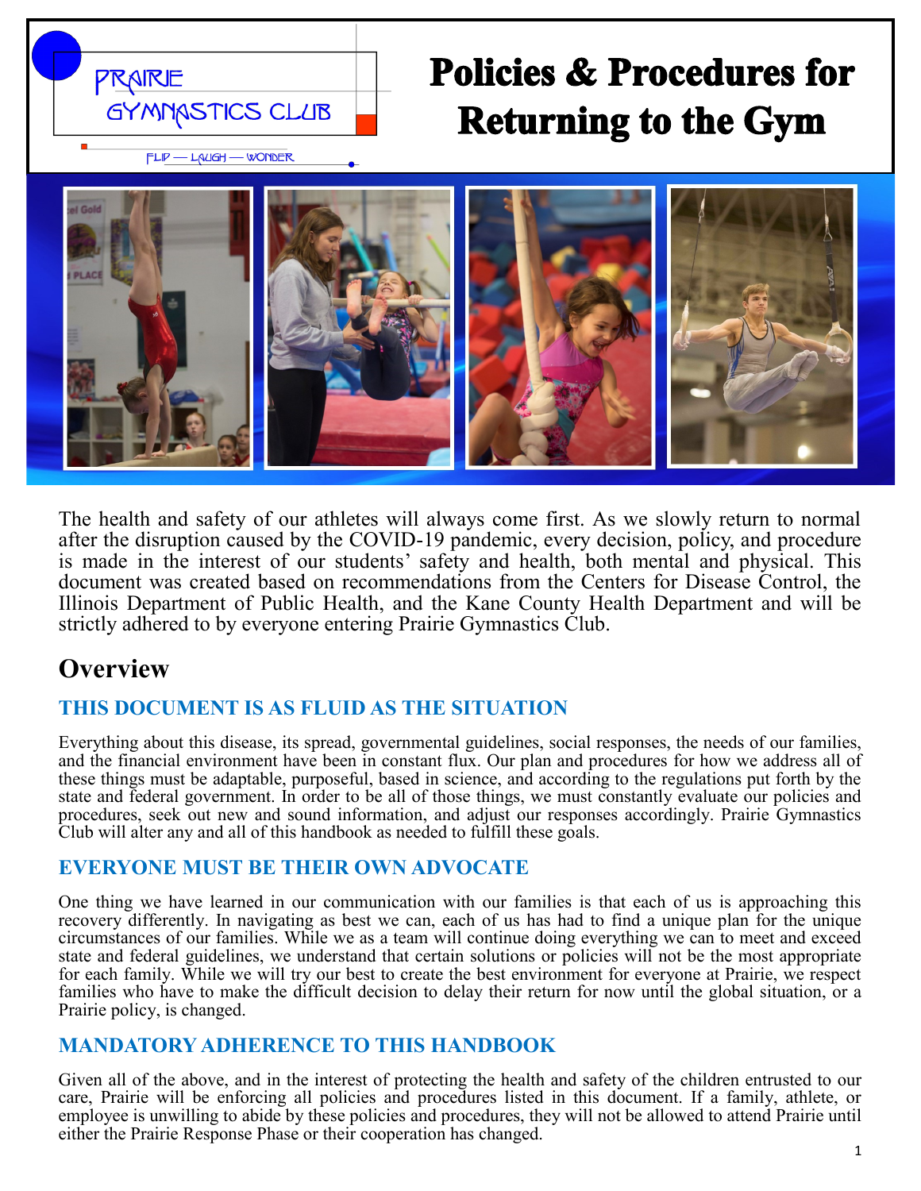PRAIRIE GYMNASTICS CLUB

FLIP — LAUGH — WONDER

# Policies & Procedures for Returning to the Gym

The health and safety of our athletes will always come first. As we slowly return to normal after the disruption caused by the COVID-19 pandemic, every decision, policy, and procedure is made in the interest of our students' safety and health, both mental and physical. This document was created based on recommendations from the Centers for Disease Control, the Illinois Department of Public Health, and the Kane County Health Department and will be strictly adhered to by everyone entering Prairie Gymnastics Club.

## Overview

### THIS DOCUMENT IS AS FLUID AS THE SITUATION

Everything about this disease, its spread, governmental guidelines, social responses, the needs of our families, and the financial environment have been in constant flux. Our plan and procedures for how we address all of these things must be adaptable, purposeful, based in science, and according to the regulations put forth by the state and federal government. In order to be all of those things, we must constantly evaluate our policies and procedures, seek out new and sound information, and adjust our responses accordingly. Prairie Gymnastics Club will alter any and all of this handbook as needed to fulfill these goals.

### EVERYONE MUST BE THEIR OWN ADVOCATE

One thing we have learned in our communication with our families is that each of us is approaching this recovery differently. In navigating as best we can, each of us has had to find a unique plan for the unique circumstances of our families. While we as a team will continue doing everything we can to meet and exceed state and federal guidelines, we understand that certain solutions or policies will not be the most appropriate for each family. While we will try our best to create the best environment for everyone at Prairie, we respect families who have to make the difficult decision to delay their return for now until the global situation, or a Prairie policy, is changed.

### MANDATORY ADHERENCE TO THIS HANDBOOK

Given all of the above, and in the interest of protecting the health and safety of the children entrusted to our care, Prairie will be enforcing all policies and procedures listed in this document. If a family, athlete, or employee is unwilling to abide by these policies and procedures, they will not be allowed to attend Prairie until either the Prairie Response Phase or their cooperation has changed.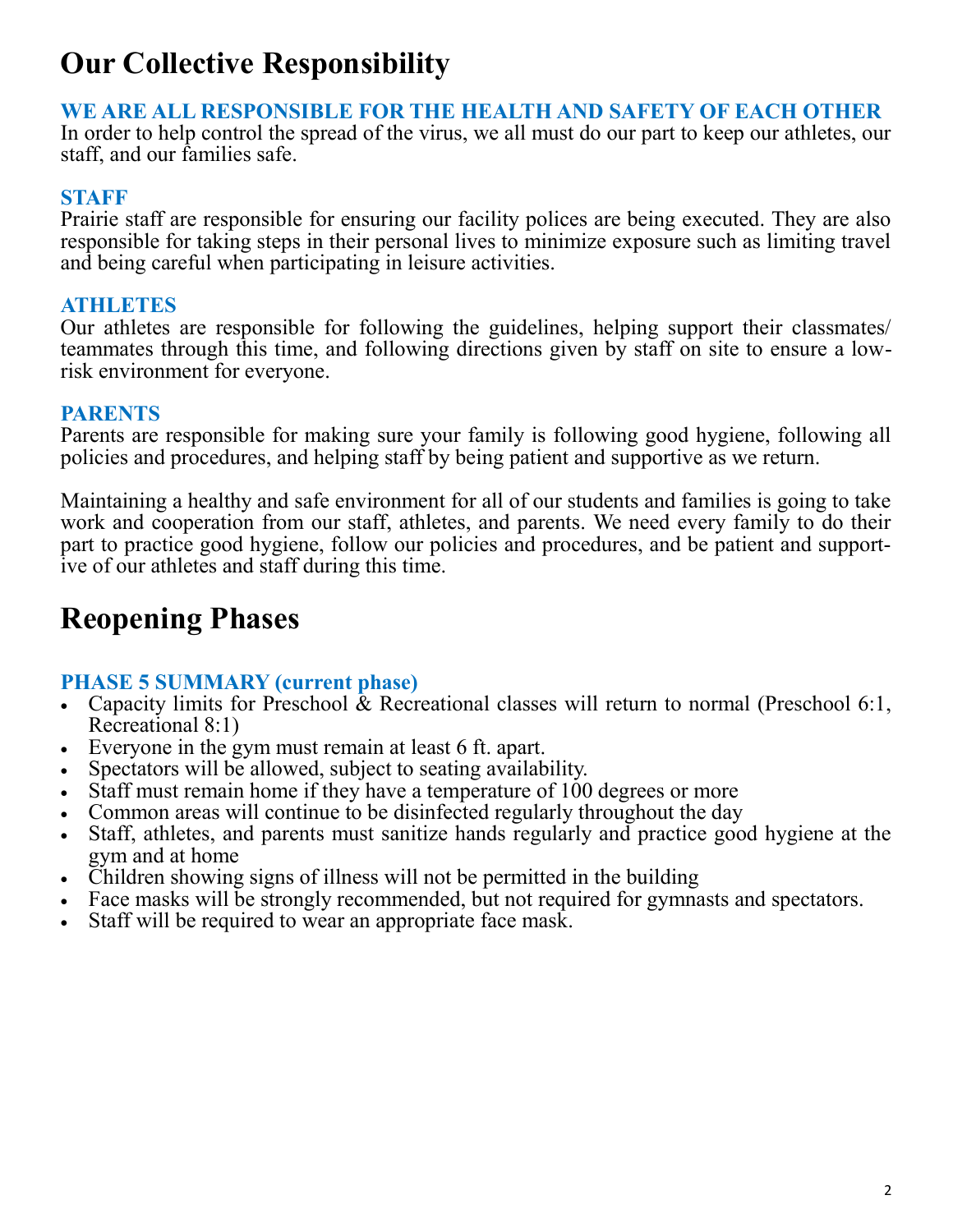# Our Collective Responsibility

### WE ARE ALL RESPONSIBLE FOR THE HEALTH AND SAFETY OF EACH OTHER

In order to help control the spread of the virus, we all must do our part to keep our athletes, our staff, and our families safe.

### STAFF

Prairie staff are responsible for ensuring our facility polices are being executed. They are also responsible for taking steps in their personal lives to minimize exposure such as limiting travel and being careful when participating in leisure activities.

### ATHLETES

Our athletes are responsible for following the guidelines, helping support their classmates/ teammates through this time, and following directions given by staff on site to ensure a low-risk environment for everyone.

### PARENTS

Parents are responsible for making sure your family is following good hygiene, following all policies and procedures, and helping staff by being patient and supportive as we return.

Maintaining a healthy and safe environment for all of our students and families is going to take work and cooperation from our staff, athletes, and parents. We need every family to do their part to practice good hygiene, follow our policies and procedures, and be patient and supportive of our athletes and staff during this time.

# Reopening Phases

### PHASE 5 SUMMARY (current phase)

- Capacity limits for Preschool & Recreational classes will return to normal (Preschool 6:1, Recreational 8:1)
- Everyone in the gym must remain at least 6 ft. apart.
- Spectators will be allowed, subject to seating availability.
- Staff must remain home if they have a temperature of 100 degrees or more
- Common areas will continue to be disinfected regularly throughout the day
- Staff, athletes, and parents must sanitize hands regularly and practice good hygiene at the gym and at home
- Children showing signs of illness will not be permitted in the building
- Face masks will be strongly recommended, but not required for gymnasts and spectators.
- Staff will be required to wear an appropriate face mask.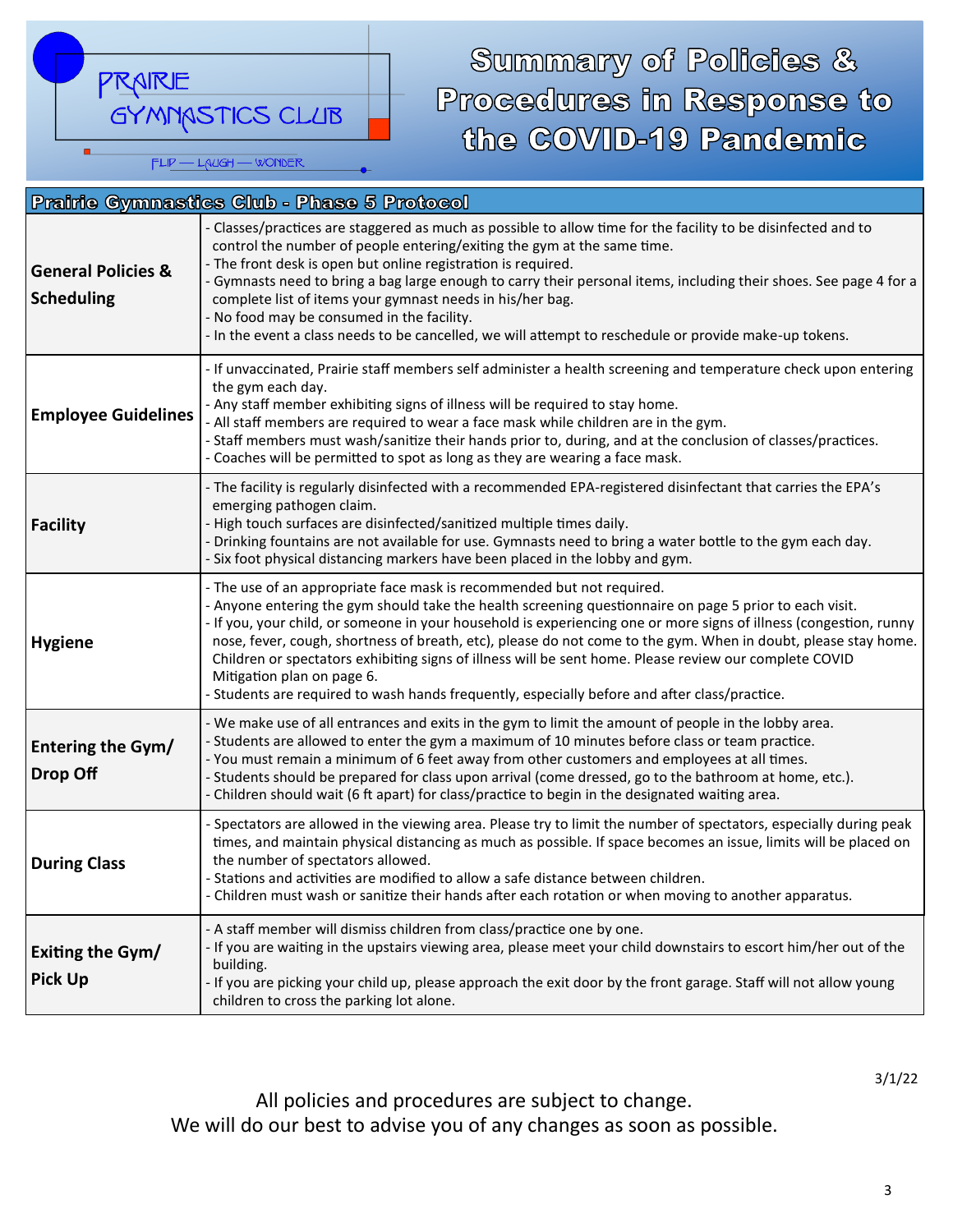PRAIRIE GYMNASTICS CLUB

FLIP — LAUGH — WONDER

# Summary of Policies & Procedures in Response to the COVID-19 Pandemic

| Prairie Gymnastics Club - Phase 5 Protocol | |
|---|---|
| **General Policies & Scheduling** | - Classes/practices are staggered as much as possible to allow time for the facility to be disinfected and to control the number of people entering/exiting the gym at the same time.<br>- The front desk is open but online registration is required.<br>- Gymnasts need to bring a bag large enough to carry their personal items, including their shoes. See page 4 for a complete list of items your gymnast needs in his/her bag.<br>- No food may be consumed in the facility.<br>- In the event a class needs to be cancelled, we will attempt to reschedule or provide make-up tokens. |
| **Employee Guidelines** | - If unvaccinated, Prairie staff members self administer a health screening and temperature check upon entering the gym each day.<br>- Any staff member exhibiting signs of illness will be required to stay home.<br>- All staff members are required to wear a face mask while children are in the gym.<br>- Staff members must wash/sanitize their hands prior to, during, and at the conclusion of classes/practices.<br>- Coaches will be permitted to spot as long as they are wearing a face mask. |
| **Facility** | - The facility is regularly disinfected with a recommended EPA-registered disinfectant that carries the EPA's emerging pathogen claim.<br>- High touch surfaces are disinfected/sanitized multiple times daily.<br>- Drinking fountains are not available for use. Gymnasts need to bring a water bottle to the gym each day.<br>- Six foot physical distancing markers have been placed in the lobby and gym. |
| **Hygiene** | - The use of an appropriate face mask is recommended but not required.<br>- Anyone entering the gym should take the health screening questionnaire on page 5 prior to each visit.<br>- If you, your child, or someone in your household is experiencing one or more signs of illness (congestion, runny nose, fever, cough, shortness of breath, etc), please do not come to the gym. When in doubt, please stay home. Children or spectators exhibiting signs of illness will be sent home. Please review our complete COVID Mitigation plan on page 6.<br>- Students are required to wash hands frequently, especially before and after class/practice. |
| **Entering the Gym/ Drop Off** | - We make use of all entrances and exits in the gym to limit the amount of people in the lobby area.<br>- Students are allowed to enter the gym a maximum of 10 minutes before class or team practice.<br>- You must remain a minimum of 6 feet away from other customers and employees at all times.<br>- Students should be prepared for class upon arrival (come dressed, go to the bathroom at home, etc.).<br>- Children should wait (6 ft apart) for class/practice to begin in the designated waiting area. |
| **During Class** | - Spectators are allowed in the viewing area. Please try to limit the number of spectators, especially during peak times, and maintain physical distancing as much as possible. If space becomes an issue, limits will be placed on the number of spectators allowed.<br>- Stations and activities are modified to allow a safe distance between children.<br>- Children must wash or sanitize their hands after each rotation or when moving to another apparatus. |
| **Exiting the Gym/ Pick Up** | - A staff member will dismiss children from class/practice one by one.<br>- If you are waiting in the upstairs viewing area, please meet your child downstairs to escort him/her out of the building.<br>- If you are picking your child up, please approach the exit door by the front garage. Staff will not allow young children to cross the parking lot alone. |

3/1/22

All policies and procedures are subject to change.
We will do our best to advise you of any changes as soon as possible.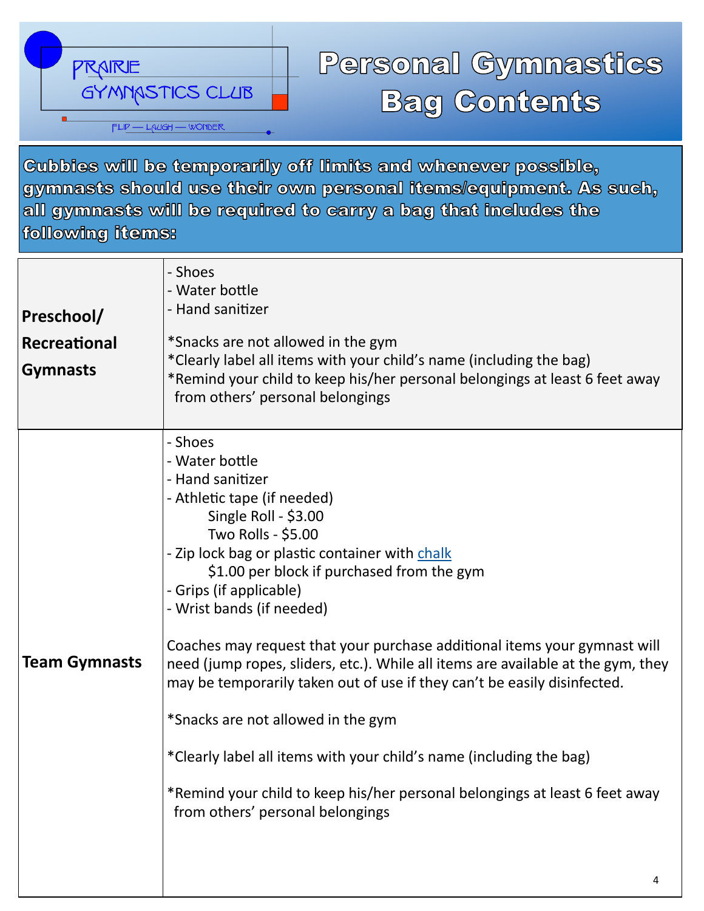PRAIRIE GYMNASTICS CLUB

FLIP — LAUGH — WONDER

# Personal Gymnastics Bag Contents

**Cubbies will be temporarily off limits and whenever possible, gymnasts should use their own personal items/equipment. As such, all gymnasts will be required to carry a bag that includes the following items:**

| | |
|---|---|
| **Preschool/ Recreational Gymnasts** | - Shoes<br>- Water bottle<br>- Hand sanitizer<br><br>*Snacks are not allowed in the gym<br>*Clearly label all items with your child's name (including the bag)<br>*Remind your child to keep his/her personal belongings at least 6 feet away from others' personal belongings |
| **Team Gymnasts** | - Shoes<br>- Water bottle<br>- Hand sanitizer<br>- Athletic tape (if needed)<br>Single Roll - $3.00<br>Two Rolls - $5.00<br>- Zip lock bag or plastic container with chalk<br>$1.00 per block if purchased from the gym<br>- Grips (if applicable)<br>- Wrist bands (if needed)<br><br>Coaches may request that your purchase additional items your gymnast will need (jump ropes, sliders, etc.). While all items are available at the gym, they may be temporarily taken out of use if they can't be easily disinfected.<br><br>*Snacks are not allowed in the gym<br><br>*Clearly label all items with your child's name (including the bag)<br><br>*Remind your child to keep his/her personal belongings at least 6 feet away from others' personal belongings |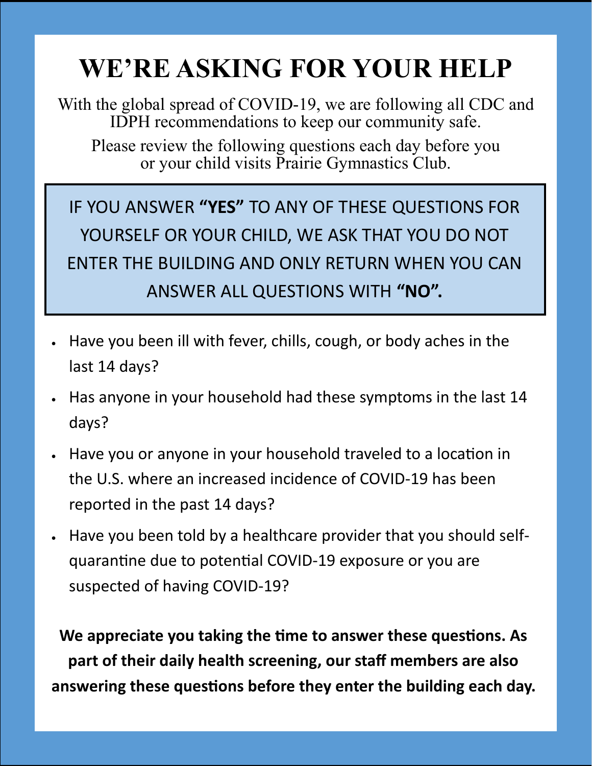# WE'RE ASKING FOR YOUR HELP

With the global spread of COVID-19, we are following all CDC and IDPH recommendations to keep our community safe.

Please review the following questions each day before you or your child visits Prairie Gymnastics Club.

IF YOU ANSWER **"YES"** TO ANY OF THESE QUESTIONS FOR YOURSELF OR YOUR CHILD, WE ASK THAT YOU DO NOT ENTER THE BUILDING AND ONLY RETURN WHEN YOU CAN ANSWER ALL QUESTIONS WITH **"NO".**

- Have you been ill with fever, chills, cough, or body aches in the last 14 days?
- Has anyone in your household had these symptoms in the last 14 days?
- Have you or anyone in your household traveled to a location in the U.S. where an increased incidence of COVID-19 has been reported in the past 14 days?
- Have you been told by a healthcare provider that you should self-quarantine due to potential COVID-19 exposure or you are suspected of having COVID-19?

**We appreciate you taking the time to answer these questions. As part of their daily health screening, our staff members are also answering these questions before they enter the building each day.**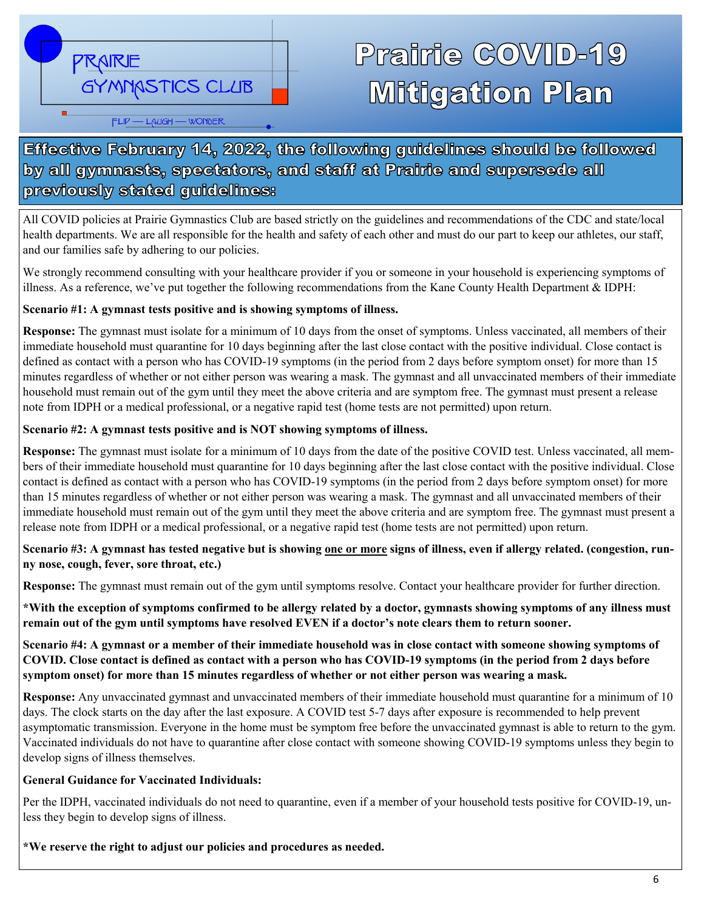PRAIRIE GYMNASTICS CLUB

FLIP — LAUGH — WONDER

# Prairie COVID-19 Mitigation Plan

## Effective February 14, 2022, the following guidelines should be followed by all gymnasts, spectators, and staff at Prairie and supersede all previously stated guidelines:

All COVID policies at Prairie Gymnastics Club are based strictly on the guidelines and recommendations of the CDC and state/local health departments. We are all responsible for the health and safety of each other and must do our part to keep our athletes, our staff, and our families safe by adhering to our policies.

We strongly recommend consulting with your healthcare provider if you or someone in your household is experiencing symptoms of illness. As a reference, we've put together the following recommendations from the Kane County Health Department & IDPH:

**Scenario #1: A gymnast tests positive and is showing symptoms of illness.**

**Response:** The gymnast must isolate for a minimum of 10 days from the onset of symptoms. Unless vaccinated, all members of their immediate household must quarantine for 10 days beginning after the last close contact with the positive individual. Close contact is defined as contact with a person who has COVID-19 symptoms (in the period from 2 days before symptom onset) for more than 15 minutes regardless of whether or not either person was wearing a mask. The gymnast and all unvaccinated members of their immediate household must remain out of the gym until they meet the above criteria and are symptom free. The gymnast must present a release note from IDPH or a medical professional, or a negative rapid test (home tests are not permitted) upon return.

**Scenario #2: A gymnast tests positive and is NOT showing symptoms of illness.**

**Response:** The gymnast must isolate for a minimum of 10 days from the date of the positive COVID test. Unless vaccinated, all members of their immediate household must quarantine for 10 days beginning after the last close contact with the positive individual. Close contact is defined as contact with a person who has COVID-19 symptoms (in the period from 2 days before symptom onset) for more than 15 minutes regardless of whether or not either person was wearing a mask. The gymnast and all unvaccinated members of their immediate household must remain out of the gym until they meet the above criteria and are symptom free. The gymnast must present a release note from IDPH or a medical professional, or a negative rapid test (home tests are not permitted) upon return.

**Scenario #3: A gymnast has tested negative but is showing <u>one or more</u> signs of illness, even if allergy related. (congestion, runny nose, cough, fever, sore throat, etc.)**

**Response:** The gymnast must remain out of the gym until symptoms resolve. Contact your healthcare provider for further direction.

**\*With the exception of symptoms confirmed to be allergy related by a doctor, gymnasts showing symptoms of any illness must remain out of the gym until symptoms have resolved EVEN if a doctor's note clears them to return sooner.**

**Scenario #4: A gymnast or a member of their immediate household was in close contact with someone showing symptoms of COVID. Close contact is defined as contact with a person who has COVID-19 symptoms (in the period from 2 days before symptom onset) for more than 15 minutes regardless of whether or not either person was wearing a mask.**

**Response:** Any unvaccinated gymnast and unvaccinated members of their immediate household must quarantine for a minimum of 10 days. The clock starts on the day after the last exposure. A COVID test 5-7 days after exposure is recommended to help prevent asymptomatic transmission. Everyone in the home must be symptom free before the unvaccinated gymnast is able to return to the gym. Vaccinated individuals do not have to quarantine after close contact with someone showing COVID-19 symptoms unless they begin to develop signs of illness themselves.

**General Guidance for Vaccinated Individuals:**

Per the IDPH, vaccinated individuals do not need to quarantine, even if a member of your household tests positive for COVID-19, unless they begin to develop signs of illness.

**\*We reserve the right to adjust our policies and procedures as needed.**